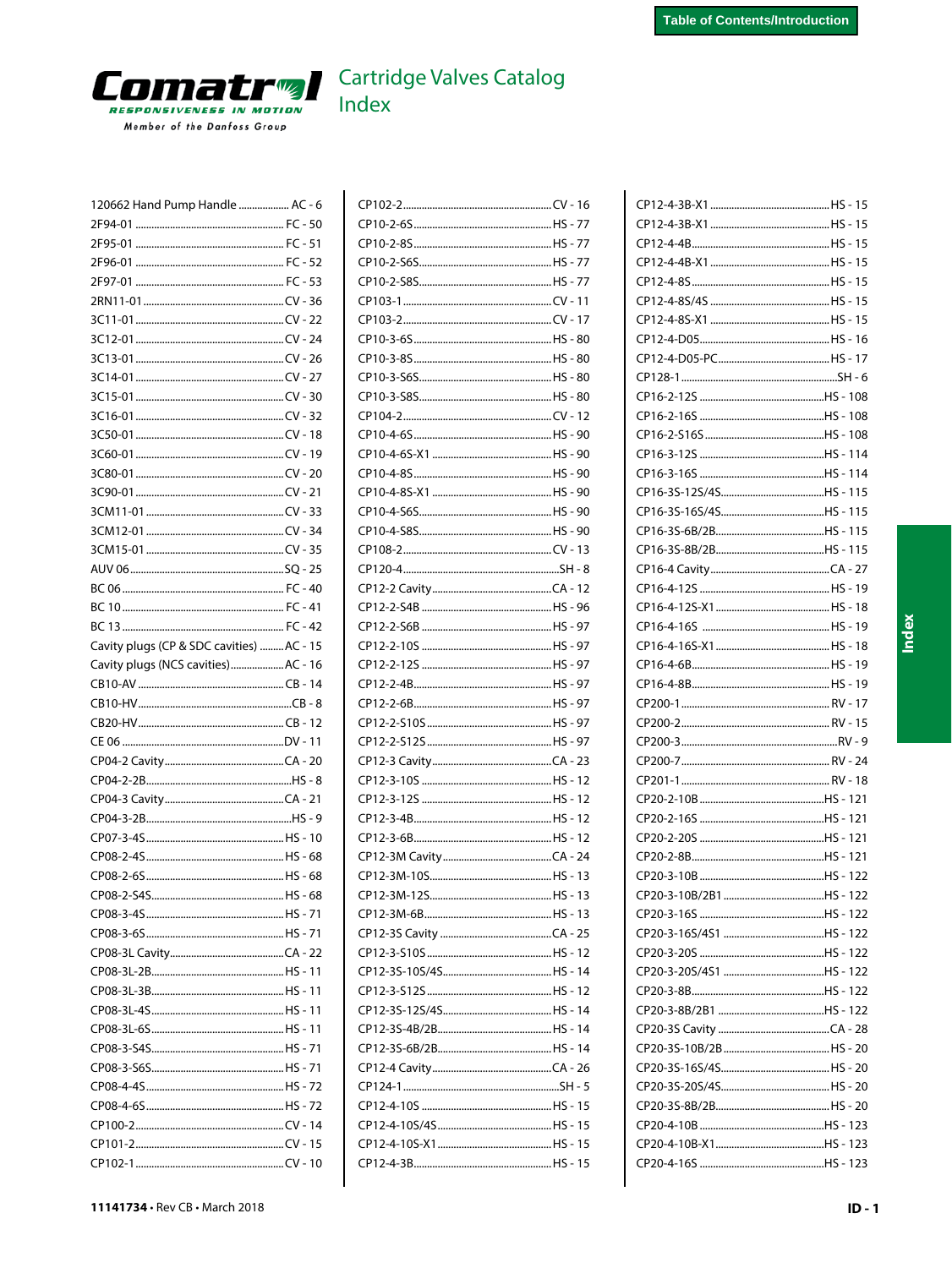# Cartridge Valves Catalog
## Index

| Part | Page |
|---|---|
| 120662 Hand Pump Handle | AC - 6 |
| 2F94-01 | FC - 50 |
| 2F95-01 | FC - 51 |
| 2F96-01 | FC - 52 |
| 2F97-01 | FC - 53 |
| 2RN11-01 | CV - 36 |
| 3C11-01 | CV - 22 |
| 3C12-01 | CV - 24 |
| 3C13-01 | CV - 26 |
| 3C14-01 | CV - 27 |
| 3C15-01 | CV - 30 |
| 3C16-01 | CV - 32 |
| 3C50-01 | CV - 18 |
| 3C60-01 | CV - 19 |
| 3C80-01 | CV - 20 |
| 3C90-01 | CV - 21 |
| 3CM11-01 | CV - 33 |
| 3CM12-01 | CV - 34 |
| 3CM15-01 | CV - 35 |
| AUV 06 | SQ - 25 |
| BC 06 | FC - 40 |
| BC 10 | FC - 41 |
| BC 13 | FC - 42 |
| Cavity plugs (CP & SDC cavities) | AC - 15 |
| Cavity plugs (NCS cavities) | AC - 16 |
| CB10-AV | CB - 14 |
| CB10-HV | CB - 8 |
| CB20-HV | CB - 12 |
| CE 06 | DV - 11 |
| CP04-2 Cavity | CA - 20 |
| CP04-2-2B | HS - 8 |
| CP04-3 Cavity | CA - 21 |
| CP04-3-2B | HS - 9 |
| CP07-3-4S | HS - 10 |
| CP08-2-4S | HS - 68 |
| CP08-2-6S | HS - 68 |
| CP08-2-S4S | HS - 68 |
| CP08-3-4S | HS - 71 |
| CP08-3-6S | HS - 71 |
| CP08-3L Cavity | CA - 22 |
| CP08-3L-2B | HS - 11 |
| CP08-3L-3B | HS - 11 |
| CP08-3L-4S | HS - 11 |
| CP08-3L-6S | HS - 11 |
| CP08-3-S4S | HS - 71 |
| CP08-3-S6S | HS - 71 |
| CP08-4-4S | HS - 72 |
| CP08-4-6S | HS - 72 |
| CP100-2 | CV - 14 |
| CP101-2 | CV - 15 |
| CP102-1 | CV - 10 |
| CP102-2 | CV - 16 |
| CP10-2-6S | HS - 77 |
| CP10-2-8S | HS - 77 |
| CP10-2-S6S | HS - 77 |
| CP10-2-S8S | HS - 77 |
| CP103-1 | CV - 11 |
| CP103-2 | CV - 17 |
| CP10-3-6S | HS - 80 |
| CP10-3-8S | HS - 80 |
| CP10-3-S6S | HS - 80 |
| CP10-3-S8S | HS - 80 |
| CP104-2 | CV - 12 |
| CP10-4-6S | HS - 90 |
| CP10-4-6S-X1 | HS - 90 |
| CP10-4-8S | HS - 90 |
| CP10-4-8S-X1 | HS - 90 |
| CP10-4-S6S | HS - 90 |
| CP10-4-S8S | HS - 90 |
| CP108-2 | CV - 13 |
| CP120-4 | SH - 8 |
| CP12-2 Cavity | CA - 12 |
| CP12-2-S4B | HS - 96 |
| CP12-2-S6B | HS - 97 |
| CP12-2-10S | HS - 97 |
| CP12-2-12S | HS - 97 |
| CP12-2-4B | HS - 97 |
| CP12-2-6B | HS - 97 |
| CP12-2-S10S | HS - 97 |
| CP12-2-S12S | HS - 97 |
| CP12-3 Cavity | CA - 23 |
| CP12-3-10S | HS - 12 |
| CP12-3-12S | HS - 12 |
| CP12-3-4B | HS - 12 |
| CP12-3-6B | HS - 12 |
| CP12-3M Cavity | CA - 24 |
| CP12-3M-10S | HS - 13 |
| CP12-3M-12S | HS - 13 |
| CP12-3M-6B | HS - 13 |
| CP12-3S Cavity | CA - 25 |
| CP12-3-S10S | HS - 12 |
| CP12-3S-10S/4S | HS - 14 |
| CP12-3-S12S | HS - 12 |
| CP12-3S-12S/4S | HS - 14 |
| CP12-3S-4B/2B | HS - 14 |
| CP12-3S-6B/2B | HS - 14 |
| CP12-4 Cavity | CA - 26 |
| CP124-1 | SH - 5 |
| CP12-4-10S | HS - 15 |
| CP12-4-10S/4S | HS - 15 |
| CP12-4-10S-X1 | HS - 15 |
| CP12-4-3B | HS - 15 |
| CP12-4-3B-X1 | HS - 15 |
| CP12-4-3B-X1 | HS - 15 |
| CP12-4-4B | HS - 15 |
| CP12-4-4B-X1 | HS - 15 |
| CP12-4-8S | HS - 15 |
| CP12-4-8S/4S | HS - 15 |
| CP12-4-8S-X1 | HS - 15 |
| CP12-4-D05 | HS - 16 |
| CP12-4-D05-PC | HS - 17 |
| CP128-1 | SH - 6 |
| CP16-2-12S | HS - 108 |
| CP16-2-16S | HS - 108 |
| CP16-2-S16S | HS - 108 |
| CP16-3-12S | HS - 114 |
| CP16-3-16S | HS - 114 |
| CP16-3S-12S/4S | HS - 115 |
| CP16-3S-16S/4S | HS - 115 |
| CP16-3S-6B/2B | HS - 115 |
| CP16-3S-8B/2B | HS - 115 |
| CP16-4 Cavity | CA - 27 |
| CP16-4-12S | HS - 19 |
| CP16-4-12S-X1 | HS - 18 |
| CP16-4-16S | HS - 19 |
| CP16-4-16S-X1 | HS - 18 |
| CP16-4-6B | HS - 19 |
| CP16-4-8B | HS - 19 |
| CP200-1 | RV - 17 |
| CP200-2 | RV - 15 |
| CP200-3 | RV - 9 |
| CP200-7 | RV - 24 |
| CP201-1 | RV - 18 |
| CP20-2-10B | HS - 121 |
| CP20-2-16S | HS - 121 |
| CP20-2-20S | HS - 121 |
| CP20-2-8B | HS - 121 |
| CP20-3-10B | HS - 122 |
| CP20-3-10B/2B1 | HS - 122 |
| CP20-3-16S | HS - 122 |
| CP20-3-16S/4S1 | HS - 122 |
| CP20-3-20S | HS - 122 |
| CP20-3-20S/4S1 | HS - 122 |
| CP20-3-8B | HS - 122 |
| CP20-3-8B/2B1 | HS - 122 |
| CP20-3S Cavity | CA - 28 |
| CP20-3S-10B/2B | HS - 20 |
| CP20-3S-16S/4S | HS - 20 |
| CP20-3S-20S/4S | HS - 20 |
| CP20-3S-8B/2B | HS - 20 |
| CP20-4-10B | HS - 123 |
| CP20-4-10B-X1 | HS - 123 |
| CP20-4-16S | HS - 123 |

11141734 • Rev CB • March 2018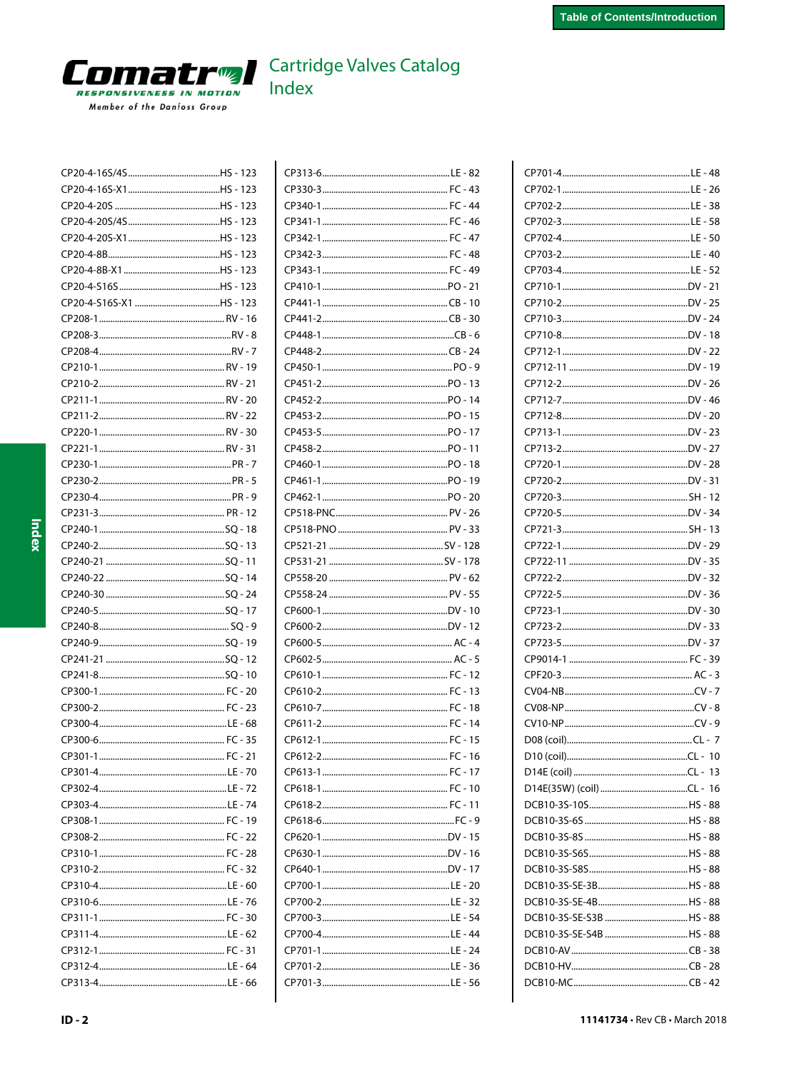# Cartridge Valves Catalog Index

| Part | Page |
|---|---|
| CP20-4-16S/4S | HS - 123 |
| CP20-4-16S-X1 | HS - 123 |
| CP20-4-20S | HS - 123 |
| CP20-4-20S/4S | HS - 123 |
| CP20-4-20S-X1 | HS - 123 |
| CP20-4-8B | HS - 123 |
| CP20-4-8B-X1 | HS - 123 |
| CP20-4-S16S | HS - 123 |
| CP20-4-S16S-X1 | HS - 123 |
| CP208-1 | RV - 16 |
| CP208-3 | RV - 8 |
| CP208-4 | RV - 7 |
| CP210-1 | RV - 19 |
| CP210-2 | RV - 21 |
| CP211-1 | RV - 20 |
| CP211-2 | RV - 22 |
| CP220-1 | RV - 30 |
| CP221-1 | RV - 31 |
| CP230-1 | PR - 7 |
| CP230-2 | PR - 5 |
| CP230-4 | PR - 9 |
| CP231-3 | PR - 12 |
| CP240-1 | SQ - 18 |
| CP240-2 | SQ - 13 |
| CP240-21 | SQ - 11 |
| CP240-22 | SQ - 14 |
| CP240-30 | SQ - 24 |
| CP240-5 | SQ - 17 |
| CP240-8 | SQ - 9 |
| CP240-9 | SQ - 19 |
| CP241-21 | SQ - 12 |
| CP241-8 | SQ - 10 |
| CP300-1 | FC - 20 |
| CP300-2 | FC - 23 |
| CP300-4 | LE - 68 |
| CP300-6 | FC - 35 |
| CP301-1 | FC - 21 |
| CP301-4 | LE - 70 |
| CP302-4 | LE - 72 |
| CP303-4 | LE - 74 |
| CP308-1 | FC - 19 |
| CP308-2 | FC - 22 |
| CP310-1 | FC - 28 |
| CP310-2 | FC - 32 |
| CP310-4 | LE - 60 |
| CP310-6 | LE - 76 |
| CP311-1 | FC - 30 |
| CP311-4 | LE - 62 |
| CP312-1 | FC - 31 |
| CP312-4 | LE - 64 |
| CP313-4 | LE - 66 |
| CP313-6 | LE - 82 |
| CP330-3 | FC - 43 |
| CP340-1 | FC - 44 |
| CP341-1 | FC - 46 |
| CP342-1 | FC - 47 |
| CP342-3 | FC - 48 |
| CP343-1 | FC - 49 |
| CP410-1 | PO - 21 |
| CP441-1 | CB - 10 |
| CP441-2 | CB - 30 |
| CP448-1 | CB - 6 |
| CP448-2 | CB - 24 |
| CP450-1 | PO - 9 |
| CP451-2 | PO - 13 |
| CP452-2 | PO - 14 |
| CP453-2 | PO - 15 |
| CP453-5 | PO - 17 |
| CP458-2 | PO - 11 |
| CP460-1 | PO - 18 |
| CP461-1 | PO - 19 |
| CP462-1 | PO - 20 |
| CP518-PNC | PV - 26 |
| CP518-PNO | PV - 33 |
| CP521-21 | SV - 128 |
| CP531-21 | SV - 178 |
| CP558-20 | PV - 62 |
| CP558-24 | PV - 55 |
| CP600-1 | DV - 10 |
| CP600-2 | DV - 12 |
| CP600-5 | AC - 4 |
| CP602-5 | AC - 5 |
| CP610-1 | FC - 12 |
| CP610-2 | FC - 13 |
| CP610-7 | FC - 18 |
| CP611-2 | FC - 14 |
| CP612-1 | FC - 15 |
| CP612-2 | FC - 16 |
| CP613-1 | FC - 17 |
| CP618-1 | FC - 10 |
| CP618-2 | FC - 11 |
| CP618-6 | FC - 9 |
| CP620-1 | DV - 15 |
| CP630-1 | DV - 16 |
| CP640-1 | DV - 17 |
| CP700-1 | LE - 20 |
| CP700-2 | LE - 32 |
| CP700-3 | LE - 54 |
| CP700-4 | LE - 44 |
| CP701-1 | LE - 24 |
| CP701-2 | LE - 36 |
| CP701-3 | LE - 56 |
| CP701-4 | LE - 48 |
| CP702-1 | LE - 26 |
| CP702-2 | LE - 38 |
| CP702-3 | LE - 58 |
| CP702-4 | LE - 50 |
| CP703-2 | LE - 40 |
| CP703-4 | LE - 52 |
| CP710-1 | DV - 21 |
| CP710-2 | DV - 25 |
| CP710-3 | DV - 24 |
| CP710-8 | DV - 18 |
| CP712-1 | DV - 22 |
| CP712-11 | DV - 19 |
| CP712-2 | DV - 26 |
| CP712-7 | DV - 46 |
| CP712-8 | DV - 20 |
| CP713-1 | DV - 23 |
| CP713-2 | DV - 27 |
| CP720-1 | DV - 28 |
| CP720-2 | DV - 31 |
| CP720-3 | SH - 12 |
| CP720-5 | DV - 34 |
| CP721-3 | SH - 13 |
| CP722-1 | DV - 29 |
| CP722-11 | DV - 35 |
| CP722-2 | DV - 32 |
| CP722-5 | DV - 36 |
| CP723-1 | DV - 30 |
| CP723-2 | DV - 33 |
| CP723-5 | DV - 37 |
| CP9014-1 | FC - 39 |
| CPF20-3 | AC - 3 |
| CV04-NB | CV - 7 |
| CV08-NP | CV - 8 |
| CV10-NP | CV - 9 |
| D08 (coil) | CL - 7 |
| D10 (coil) | CL - 10 |
| D14E (coil) | CL - 13 |
| D14E(35W) (coil) | CL - 16 |
| DCB10-3S-10S | HS - 88 |
| DCB10-3S-6S | HS - 88 |
| DCB10-3S-8S | HS - 88 |
| DCB10-3S-S6S | HS - 88 |
| DCB10-3S-S8S | HS - 88 |
| DCB10-3S-SE-3B | HS - 88 |
| DCB10-3S-SE-4B | HS - 88 |
| DCB10-3S-SE-S3B | HS - 88 |
| DCB10-3S-SE-S4B | HS - 88 |
| DCB10-AV | CB - 38 |
| DCB10-HV | CB - 28 |
| DCB10-MC | CB - 42 |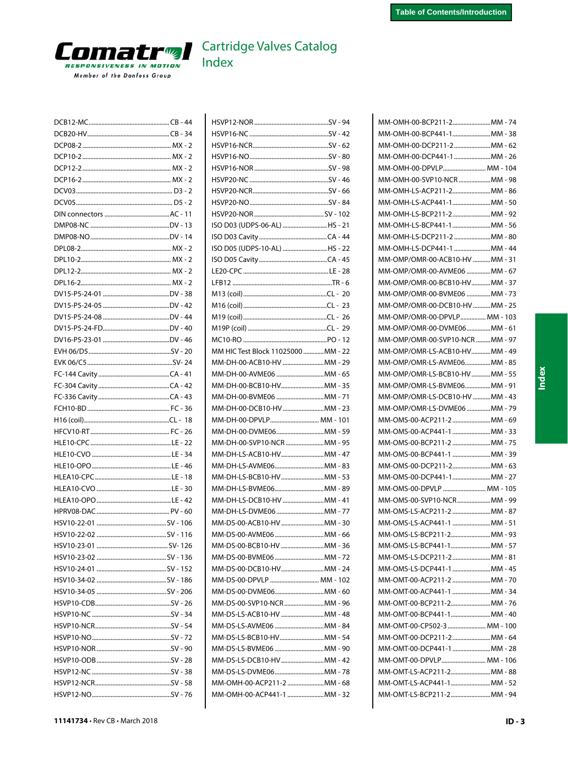# Cartridge Valves Catalog
## Index

| Item | Page |
|---|---|
| DCB12-MC | CB - 44 |
| DCB20-HV | CB - 34 |
| DCP08-2 | MX - 2 |
| DCP10-2 | MX - 2 |
| DCP12-2 | MX - 2 |
| DCP16-2 | MX - 2 |
| DCV03 | D3 - 2 |
| DCV05 | D5 - 2 |
| DIN connectors | AC - 11 |
| DMP08-NC | DV - 13 |
| DMP08-NO | DV - 14 |
| DPL08-2 | MX - 2 |
| DPL10-2 | MX - 2 |
| DPL12-2 | MX - 2 |
| DPL16-2 | MX - 2 |
| DV15-P5-24-01 | DV - 38 |
| DV15-P5-24-05 | DV - 42 |
| DV15-P5-24-08 | DV - 44 |
| DV15-P5-24-FD | DV - 40 |
| DV16-P5-23-01 | DV - 46 |
| EVH 06/D5 | SV - 20 |
| EVK 06/C5 | SV- 24 |
| FC-144 Cavity | CA - 41 |
| FC-304 Cavity | CA - 42 |
| FC-336 Cavity | CA - 43 |
| FCH10-BD | FC - 36 |
| H16 (coil) | CL - 18 |
| HFCV10-RT | FC - 26 |
| HLE10-CPC | LE - 22 |
| HLE10-CVO | LE - 34 |
| HLE10-OPO | LE - 46 |
| HLEA10-CPC | LE - 18 |
| HLEA10-CVO | LE - 30 |
| HLEA10-OPO | LE - 42 |
| HPRV08-DAC | PV - 60 |
| HSV10-22-01 | SV - 106 |
| HSV10-22-02 | SV - 116 |
| HSV10-23-01 | SV- 126 |
| HSV10-23-02 | SV - 136 |
| HSV10-24-01 | SV - 152 |
| HSV10-34-02 | SV - 186 |
| HSV10-34-05 | SV - 206 |
| HSVP10-CDB | SV - 26 |
| HSVP10-NC | SV - 34 |
| HSVP10-NCR | SV - 54 |
| HSVP10-NO | SV - 72 |
| HSVP10-NOR | SV - 90 |
| HSVP10-ODB | SV - 28 |
| HSVP12-NC | SV - 38 |
| HSVP12-NCR | SV - 58 |
| HSVP12-NO | SV - 76 |
| HSVP12-NOR | SV - 94 |
| HSVP16-NC | SV - 42 |
| HSVP16-NCR | SV - 62 |
| HSVP16-NO | SV - 80 |
| HSVP16-NOR | SV - 98 |
| HSVP20-NC | SV - 46 |
| HSVP20-NCR | SV - 66 |
| HSVP20-NO | SV - 84 |
| HSVP20-NOR | SV - 102 |
| ISO D03 (UDPS-06-AL) | HS - 21 |
| ISO D03 Cavity | CA - 44 |
| ISO D05 (UDPS-10-AL) | HS - 22 |
| ISO D05 Cavity | CA - 45 |
| LE20-CPC | LE - 28 |
| LFB12 | TR - 6 |
| M13 (coil) | CL - 20 |
| M16 (coil) | CL - 23 |
| M19 (coil) | CL - 26 |
| M19P (coil) | CL - 29 |
| MC10-RO | PO - 12 |
| MM HIC Test Block 11025000 | MM - 22 |
| MM-DH-00-ACB10-HV | MM - 29 |
| MM-DH-00-AVME06 | MM - 65 |
| MM-DH-00-BCB10-HV | MM - 35 |
| MM-DH-00-BVME06 | MM - 71 |
| MM-DH-00-DCB10-HV | MM - 23 |
| MM-DH-00-DPVLP | MM - 101 |
| MM-DH-00-DVME06 | MM - 59 |
| MM-DH-00-SVP10-NCR | MM - 95 |
| MM-DH-LS-ACB10-HV | MM - 47 |
| MM-DH-LS-AVME06 | MM - 83 |
| MM-DH-LS-BCB10-HV | MM - 53 |
| MM-DH-LS-BVME06 | MM - 89 |
| MM-DH-LS-DCB10-HV | MM - 41 |
| MM-DH-LS-DVME06 | MM - 77 |
| MM-DS-00-ACB10-HV | MM - 30 |
| MM-DS-00-AVME06 | MM - 66 |
| MM-DS-00-BCB10-HV | MM - 36 |
| MM-DS-00-BVME06 | MM - 72 |
| MM-DS-00-DCB10-HV | MM - 24 |
| MM-DS-00-DPVLP | MM - 102 |
| MM-DS-00-DVME06 | MM - 60 |
| MM-DS-00-SVP10-NCR | MM - 96 |
| MM-DS-LS-ACB10-HV | MM - 48 |
| MM-DS-LS-AVME06 | MM - 84 |
| MM-DS-LS-BCB10-HV | MM - 54 |
| MM-DS-LS-BVME06 | MM - 90 |
| MM-DS-LS-DCB10-HV | MM - 42 |
| MM-DS-LS-DVME06 | MM - 78 |
| MM-OMH-00-ACP211-2 | MM - 68 |
| MM-OMH-00-ACP441-1 | MM - 32 |
| MM-OMH-00-BCP211-2 | MM - 74 |
| MM-OMH-00-BCP441-1 | MM - 38 |
| MM-OMH-00-DCP211-2 | MM - 62 |
| MM-OMH-00-DCP441-1 | MM - 26 |
| MM-OMH-00-DPVLP | MM - 104 |
| MM-OMH-00-SVP10-NCR | MM - 98 |
| MM-OMH-LS-ACP211-2 | MM - 86 |
| MM-OMH-LS-ACP441-1 | MM - 50 |
| MM-OMH-LS-BCP211-2 | MM - 92 |
| MM-OMH-LS-BCP441-1 | MM - 56 |
| MM-OMH-LS-DCP211-2 | MM - 80 |
| MM-OMH-LS-DCP441-1 | MM - 44 |
| MM-OMP/OMR-00-ACB10-HV | MM - 31 |
| MM-OMP/OMR-00-AVME06 | MM - 67 |
| MM-OMP/OMR-00-BCB10-HV | MM - 37 |
| MM-OMP/OMR-00-BVME06 | MM - 73 |
| MM-OMP/OMR-00-DCB10-HV | MM - 25 |
| MM-OMP/OMR-00-DPVLP | MM - 103 |
| MM-OMP/OMR-00-DVME06 | MM - 61 |
| MM-OMP/OMR-00-SVP10-NCR | MM - 97 |
| MM-OMP/OMR-LS-ACB10-HV | MM - 49 |
| MM-OMP/OMR-LS-AVME06 | MM - 85 |
| MM-OMP/OMR-LS-BCB10-HV | MM - 55 |
| MM-OMP/OMR-LS-BVME06 | MM - 91 |
| MM-OMP/OMR-LS-DCB10-HV | MM - 43 |
| MM-OMP/OMR-LS-DVME06 | MM - 79 |
| MM-OMS-00-ACP211-2 | MM - 69 |
| MM-OMS-00-ACP441-1 | MM - 33 |
| MM-OMS-00-BCP211-2 | MM - 75 |
| MM-OMS-00-BCP441-1 | MM - 39 |
| MM-OMS-00-DCP211-2 | MM - 63 |
| MM-OMS-00-DCP441-1 | MM - 27 |
| MM-OMS-00-DPVLP | MM - 105 |
| MM-OMS-00-SVP10-NCR | MM - 99 |
| MM-OMS-LS-ACP211-2 | MM - 87 |
| MM-OMS-LS-ACP441-1 | MM - 51 |
| MM-OMS-LS-BCP211-2 | MM - 93 |
| MM-OMS-LS-BCP441-1 | MM - 57 |
| MM-OMS-LS-DCP211-2 | MM - 81 |
| MM-OMS-LS-DCP441-1 | MM - 45 |
| MM-OMT-00-ACP211-2 | MM - 70 |
| MM-OMT-00-ACP441-1 | MM - 34 |
| MM-OMT-00-BCP211-2 | MM - 76 |
| MM-OMT-00-BCP441-1 | MM - 40 |
| MM-OMT-00-CP502-3 | MM - 100 |
| MM-OMT-00-DCP211-2 | MM - 64 |
| MM-OMT-00-DCP441-1 | MM - 28 |
| MM-OMT-00-DPVLP | MM - 106 |
| MM-OMT-LS-ACP211-2 | MM - 88 |
| MM-OMT-LS-ACP441-1 | MM - 52 |
| MM-OMT-LS-BCP211-2 | MM - 94 |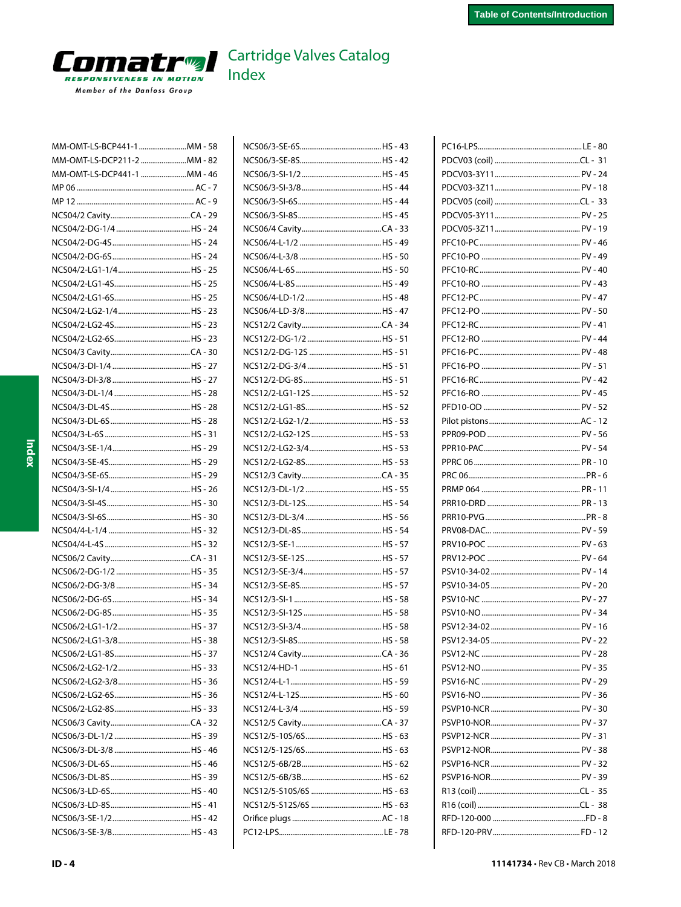# Cartridge Valves Catalog
## Index

MM-OMT-LS-BCP441-1 ........ MM - 58
MM-OMT-LS-DCP211-2 ........ MM - 82
MM-OMT-LS-DCP441-1 ........ MM - 46
MP 06 ........ AC - 7
MP 12 ........ AC - 9
NCS04/2 Cavity ........ CA - 29
NCS04/2-DG-1/4 ........ HS - 24
NCS04/2-DG-4S ........ HS - 24
NCS04/2-DG-6S ........ HS - 24
NCS04/2-LG1-1/4 ........ HS - 25
NCS04/2-LG1-4S ........ HS - 25
NCS04/2-LG1-6S ........ HS - 25
NCS04/2-LG2-1/4 ........ HS - 23
NCS04/2-LG2-4S ........ HS - 23
NCS04/2-LG2-6S ........ HS - 23
NCS04/3 Cavity ........ CA - 30
NCS04/3-DI-1/4 ........ HS - 27
NCS04/3-DI-3/8 ........ HS - 27
NCS04/3-DL-1/4 ........ HS - 28
NCS04/3-DL-4S ........ HS - 28
NCS04/3-DL-6S ........ HS - 28
NCS04/3-L-6S ........ HS - 31
NCS04/3-SE-1/4 ........ HS - 29
NCS04/3-SE-4S ........ HS - 29
NCS04/3-SE-6S ........ HS - 29
NCS04/3-SI-1/4 ........ HS - 26
NCS04/3-SI-4S ........ HS - 30
NCS04/3-SI-6S ........ HS - 30
NCS04/4-L-1/4 ........ HS - 32
NCS04/4-L-4S ........ HS - 32
NCS06/2 Cavity ........ CA - 31
NCS06/2-DG-1/2 ........ HS - 35
NCS06/2-DG-3/8 ........ HS - 34
NCS06/2-DG-6S ........ HS - 34
NCS06/2-DG-8S ........ HS - 35
NCS06/2-LG1-1/2 ........ HS - 37
NCS06/2-LG1-3/8 ........ HS - 38
NCS06/2-LG1-8S ........ HS - 37
NCS06/2-LG2-1/2 ........ HS - 33
NCS06/2-LG2-3/8 ........ HS - 36
NCS06/2-LG2-6S ........ HS - 36
NCS06/2-LG2-8S ........ HS - 33
NCS06/3 Cavity ........ CA - 32
NCS06/3-DL-1/2 ........ HS - 39
NCS06/3-DL-3/8 ........ HS - 46
NCS06/3-DL-6S ........ HS - 46
NCS06/3-DL-8S ........ HS - 39
NCS06/3-LD-6S ........ HS - 40
NCS06/3-LD-8S ........ HS - 41
NCS06/3-SE-1/2 ........ HS - 42
NCS06/3-SE-3/8 ........ HS - 43
NCS06/3-SE-6S ........ HS - 43
NCS06/3-SE-8S ........ HS - 42
NCS06/3-SI-1/2 ........ HS - 45
NCS06/3-SI-3/8 ........ HS - 44
NCS06/3-SI-6S ........ HS - 44
NCS06/3-SI-8S ........ HS - 45
NCS06/4 Cavity ........ CA - 33
NCS06/4-L-1/2 ........ HS - 49
NCS06/4-L-3/8 ........ HS - 50
NCS06/4-L-6S ........ HS - 50
NCS06/4-L-8S ........ HS - 49
NCS06/4-LD-1/2 ........ HS - 48
NCS06/4-LD-3/8 ........ HS - 47
NCS12/2 Cavity ........ CA - 34
NCS12/2-DG-1/2 ........ HS - 51
NCS12/2-DG-12S ........ HS - 51
NCS12/2-DG-3/4 ........ HS - 51
NCS12/2-DG-8S ........ HS - 51
NCS12/2-LG1-12S ........ HS - 52
NCS12/2-LG1-8S ........ HS - 52
NCS12/2-LG2-1/2 ........ HS - 53
NCS12/2-LG2-12S ........ HS - 53
NCS12/2-LG2-3/4 ........ HS - 53
NCS12/2-LG2-8S ........ HS - 53
NCS12/3 Cavity ........ CA - 35
NCS12/3-DL-1/2 ........ HS - 55
NCS12/3-DL-12S ........ HS - 54
NCS12/3-DL-3/4 ........ HS - 56
NCS12/3-DL-8S ........ HS - 54
NCS12/3-SE-1 ........ HS - 57
NCS12/3-SE-12S ........ HS - 57
NCS12/3-SE-3/4 ........ HS - 57
NCS12/3-SE-8S ........ HS - 57
NCS12/3-SI-1 ........ HS - 58
NCS12/3-SI-12S ........ HS - 58
NCS12/3-SI-3/4 ........ HS - 58
NCS12/3-SI-8S ........ HS - 58
NCS12/4 Cavity ........ CA - 36
NCS12/4-HD-1 ........ HS - 61
NCS12/4-L-1 ........ HS - 59
NCS12/4-L-12S ........ HS - 60
NCS12/4-L-3/4 ........ HS - 59
NCS12/5 Cavity ........ CA - 37
NCS12/5-10S/6S ........ HS - 63
NCS12/5-12S/6S ........ HS - 63
NCS12/5-6B/2B ........ HS - 62
NCS12/5-6B/3B ........ HS - 62
NCS12/5-S10S/6S ........ HS - 63
NCS12/5-S12S/6S ........ HS - 63
Orifice plugs ........ AC - 18
PC12-LPS ........ LE - 78
PC16-LPS ........ LE - 80
PDCV03 (coil) ........ CL - 31
PDCV03-3Y11 ........ PV - 24
PDCV03-3Z11 ........ PV - 18
PDCV05 (coil) ........ CL - 33
PDCV05-3Y11 ........ PV - 25
PDCV05-3Z11 ........ PV - 19
PFC10-PC ........ PV - 46
PFC10-PO ........ PV - 49
PFC10-RC ........ PV - 40
PFC10-RO ........ PV - 43
PFC12-PC ........ PV - 47
PFC12-PO ........ PV - 50
PFC12-RC ........ PV - 41
PFC12-RO ........ PV - 44
PFC16-PC ........ PV - 48
PFC16-PO ........ PV - 51
PFC16-RC ........ PV - 42
PFC16-RO ........ PV - 45
PFD10-OD ........ PV - 52
Pilot pistons ........ AC - 12
PPR09-POD ........ PV - 56
PPR10-PAC ........ PV - 54
PPRC 06 ........ PR - 10
PRC 06 ........ PR - 6
PRMP 064 ........ PR - 11
PRR10-DRD ........ PR - 13
PRR10-PVG ........ PR - 8
PRV08-DAC ........ PV - 59
PRV10-POC ........ PV - 63
PRV12-POC ........ PV - 64
PSV10-34-02 ........ PV - 14
PSV10-34-05 ........ PV - 20
PSV10-NC ........ PV - 27
PSV10-NO ........ PV - 34
PSV12-34-02 ........ PV - 16
PSV12-34-05 ........ PV - 22
PSV12-NC ........ PV - 28
PSV12-NO ........ PV - 35
PSV16-NC ........ PV - 29
PSV16-NO ........ PV - 36
PSVP10-NCR ........ PV - 30
PSVP10-NOR ........ PV - 37
PSVP12-NCR ........ PV - 31
PSVP12-NOR ........ PV - 38
PSVP16-NCR ........ PV - 32
PSVP16-NOR ........ PV - 39
R13 (coil) ........ CL - 35
R16 (coil) ........ CL - 38
RFD-120-000 ........ FD - 8
RFD-120-PRV ........ FD - 12

11141734 • Rev CB • March 2018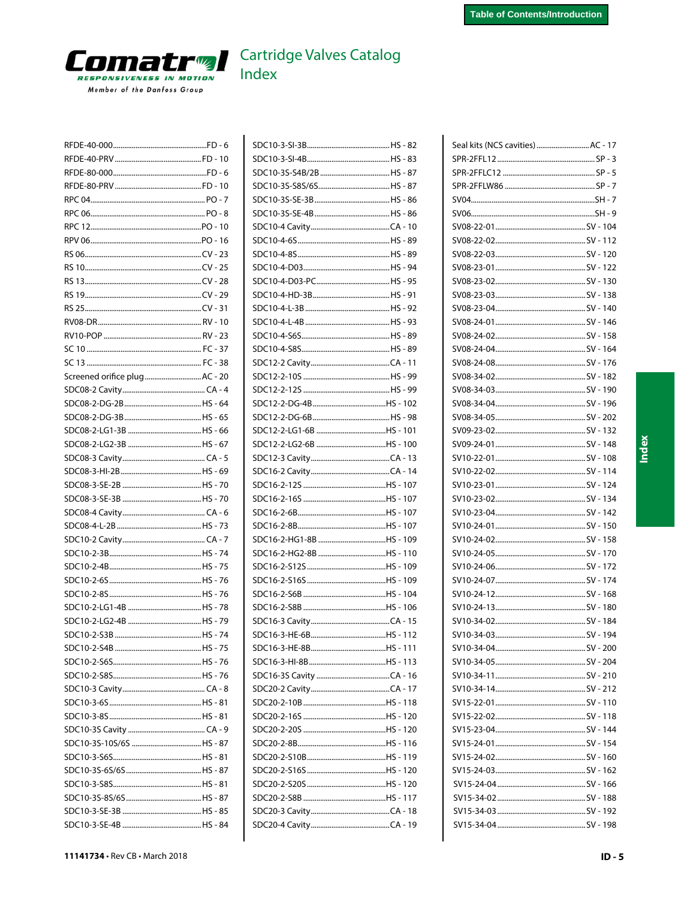# Cartridge Valves Catalog
## Index

| Part | Page |
|---|---|
| RFDE-40-000 | FD - 6 |
| RFDE-40-PRV | FD - 10 |
| RFDE-80-000 | FD - 6 |
| RFDE-80-PRV | FD - 10 |
| RPC 04 | PO - 7 |
| RPC 06 | PO - 8 |
| RPC 12 | PO - 10 |
| RPV 06 | PO - 16 |
| RS 06 | CV - 23 |
| RS 10 | CV - 25 |
| RS 13 | CV - 28 |
| RS 19 | CV - 29 |
| RS 25 | CV - 31 |
| RV08-DR | RV - 10 |
| RV10-POP | RV - 23 |
| SC 10 | FC - 37 |
| SC 13 | FC - 38 |
| Screened orifice plug | AC - 20 |
| SDC08-2 Cavity | CA - 4 |
| SDC08-2-DG-2B | HS - 64 |
| SDC08-2-DG-3B | HS - 65 |
| SDC08-2-LG1-3B | HS - 66 |
| SDC08-2-LG2-3B | HS - 67 |
| SDC08-3 Cavity | CA - 5 |
| SDC08-3-HI-2B | HS - 69 |
| SDC08-3-SE-2B | HS - 70 |
| SDC08-3-SE-3B | HS - 70 |
| SDC08-4 Cavity | CA - 6 |
| SDC08-4-L-2B | HS - 73 |
| SDC10-2 Cavity | CA - 7 |
| SDC10-2-3B | HS - 74 |
| SDC10-2-4B | HS - 75 |
| SDC10-2-6S | HS - 76 |
| SDC10-2-8S | HS - 76 |
| SDC10-2-LG1-4B | HS - 78 |
| SDC10-2-LG2-4B | HS - 79 |
| SDC10-2-S3B | HS - 74 |
| SDC10-2-S4B | HS - 75 |
| SDC10-2-S6S | HS - 76 |
| SDC10-2-S8S | HS - 76 |
| SDC10-3 Cavity | CA - 8 |
| SDC10-3-6S | HS - 81 |
| SDC10-3-8S | HS - 81 |
| SDC10-3S Cavity | CA - 9 |
| SDC10-3S-10S/6S | HS - 87 |
| SDC10-3-S6S | HS - 81 |
| SDC10-3S-6S/6S | HS - 87 |
| SDC10-3-S8S | HS - 81 |
| SDC10-3S-8S/6S | HS - 87 |
| SDC10-3-SE-3B | HS - 85 |
| SDC10-3-SE-4B | HS - 84 |
| SDC10-3-SI-3B | HS - 82 |
| SDC10-3-SI-4B | HS - 83 |
| SDC10-3S-S4B/2B | HS - 87 |
| SDC10-3S-S8S/6S | HS - 87 |
| SDC10-3S-SE-3B | HS - 86 |
| SDC10-3S-SE-4B | HS - 86 |
| SDC10-4 Cavity | CA - 10 |
| SDC10-4-6S | HS - 89 |
| SDC10-4-8S | HS - 89 |
| SDC10-4-D03 | HS - 94 |
| SDC10-4-D03-PC | HS - 95 |
| SDC10-4-HD-3B | HS - 91 |
| SDC10-4-L-3B | HS - 92 |
| SDC10-4-L-4B | HS - 93 |
| SDC10-4-S6S | HS - 89 |
| SDC10-4-S8S | HS - 89 |
| SDC12-2 Cavity | CA - 11 |
| SDC12-2-10S | HS - 99 |
| SDC12-2-12S | HS - 99 |
| SDC12-2-DG-4B | HS - 102 |
| SDC12-2-DG-6B | HS - 98 |
| SDC12-2-LG1-6B | HS - 101 |
| SDC12-2-LG2-6B | HS - 100 |
| SDC12-3 Cavity | CA - 13 |
| SDC16-2 Cavity | CA - 14 |
| SDC16-2-12S | HS - 107 |
| SDC16-2-16S | HS - 107 |
| SDC16-2-6B | HS - 107 |
| SDC16-2-8B | HS - 107 |
| SDC16-2-HG1-8B | HS - 109 |
| SDC16-2-HG2-8B | HS - 110 |
| SDC16-2-S12S | HS - 109 |
| SDC16-2-S16S | HS - 109 |
| SDC16-2-S6B | HS - 104 |
| SDC16-2-S8B | HS - 106 |
| SDC16-3 Cavity | CA - 15 |
| SDC16-3-HE-6B | HS - 112 |
| SDC16-3-HE-8B | HS - 111 |
| SDC16-3-HI-8B | HS - 113 |
| SDC16-3S Cavity | CA - 16 |
| SDC20-2 Cavity | CA - 17 |
| SDC20-2-10B | HS - 118 |
| SDC20-2-16S | HS - 120 |
| SDC20-2-20S | HS - 120 |
| SDC20-2-8B | HS - 116 |
| SDC20-2-S10B | HS - 119 |
| SDC20-2-S16S | HS - 120 |
| SDC20-2-S20S | HS - 120 |
| SDC20-2-S8B | HS - 117 |
| SDC20-3 Cavity | CA - 18 |
| SDC20-4 Cavity | CA - 19 |
| Seal kits (NCS cavities) | AC - 17 |
| SPR-2FFL12 | SP - 3 |
| SPR-2FFLC12 | SP - 5 |
| SPR-2FFLW86 | SP - 7 |
| SV04 | SH - 7 |
| SV06 | SH - 9 |
| SV08-22-01 | SV - 104 |
| SV08-22-02 | SV - 112 |
| SV08-22-03 | SV - 120 |
| SV08-23-01 | SV - 122 |
| SV08-23-02 | SV - 130 |
| SV08-23-03 | SV - 138 |
| SV08-23-04 | SV - 140 |
| SV08-24-01 | SV - 146 |
| SV08-24-02 | SV - 158 |
| SV08-24-04 | SV - 164 |
| SV08-24-08 | SV - 176 |
| SV08-34-02 | SV - 182 |
| SV08-34-03 | SV - 190 |
| SV08-34-04 | SV - 196 |
| SV08-34-05 | SV - 202 |
| SV09-23-02 | SV - 132 |
| SV09-24-01 | SV - 148 |
| SV10-22-01 | SV - 108 |
| SV10-22-02 | SV - 114 |
| SV10-23-01 | SV - 124 |
| SV10-23-02 | SV - 134 |
| SV10-23-04 | SV - 142 |
| SV10-24-01 | SV - 150 |
| SV10-24-02 | SV - 158 |
| SV10-24-05 | SV - 170 |
| SV10-24-06 | SV - 172 |
| SV10-24-07 | SV - 174 |
| SV10-24-12 | SV - 168 |
| SV10-24-13 | SV - 180 |
| SV10-34-02 | SV - 184 |
| SV10-34-03 | SV - 194 |
| SV10-34-04 | SV - 200 |
| SV10-34-05 | SV - 204 |
| SV10-34-11 | SV - 210 |
| SV10-34-14 | SV - 212 |
| SV15-22-01 | SV - 110 |
| SV15-22-02 | SV - 118 |
| SV15-23-04 | SV - 144 |
| SV15-24-01 | SV - 154 |
| SV15-24-02 | SV - 160 |
| SV15-24-03 | SV - 162 |
| SV15-24-04 | SV - 166 |
| SV15-34-02 | SV - 188 |
| SV15-34-03 | SV - 192 |
| SV15-34-04 | SV - 198 |

11141734 • Rev CB • March 2018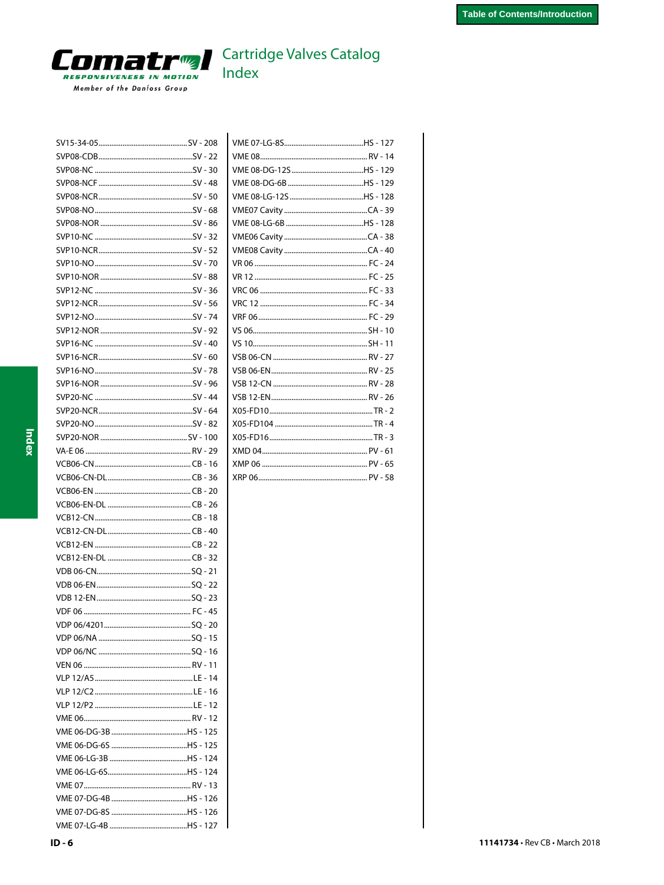# Cartridge Valves Catalog
## Index

SV15-34-05 ....... SV - 208
SVP08-CDB ....... SV - 22
SVP08-NC ....... SV - 30
SVP08-NCF ....... SV - 48
SVP08-NCR ....... SV - 50
SVP08-NO ....... SV - 68
SVP08-NOR ....... SV - 86
SVP10-NC ....... SV - 32
SVP10-NCR ....... SV - 52
SVP10-NO ....... SV - 70
SVP10-NOR ....... SV - 88
SVP12-NC ....... SV - 36
SVP12-NCR ....... SV - 56
SVP12-NO ....... SV - 74
SVP12-NOR ....... SV - 92
SVP16-NC ....... SV - 40
SVP16-NCR ....... SV - 60
SVP16-NO ....... SV - 78
SVP16-NOR ....... SV - 96
SVP20-NC ....... SV - 44
SVP20-NCR ....... SV - 64
SVP20-NO ....... SV - 82
SVP20-NOR ....... SV - 100
VA-E 06 ....... RV - 29
VCB06-CN ....... CB - 16
VCB06-CN-DL ....... CB - 36
VCB06-EN ....... CB - 20
VCB06-EN-DL ....... CB - 26
VCB12-CN ....... CB - 18
VCB12-CN-DL ....... CB - 40
VCB12-EN ....... CB - 22
VCB12-EN-DL ....... CB - 32
VDB 06-CN ....... SQ - 21
VDB 06-EN ....... SQ - 22
VDB 12-EN ....... SQ - 23
VDF 06 ....... FC - 45
VDP 06/4201 ....... SQ - 20
VDP 06/NA ....... SQ - 15
VDP 06/NC ....... SQ - 16
VEN 06 ....... RV - 11
VLP 12/A5 ....... LE - 14
VLP 12/C2 ....... LE - 16
VLP 12/P2 ....... LE - 12
VME 06 ....... RV - 12
VME 06-DG-3B ....... HS - 125
VME 06-DG-6S ....... HS - 125
VME 06-LG-3B ....... HS - 124
VME 06-LG-6S ....... HS - 124
VME 07 ....... RV - 13
VME 07-DG-4B ....... HS - 126
VME 07-DG-8S ....... HS - 126
VME 07-LG-4B ....... HS - 127
VME 07-LG-8S ....... HS - 127
VME 08 ....... RV - 14
VME 08-DG-12S ....... HS - 129
VME 08-DG-6B ....... HS - 129
VME 08-LG-12S ....... HS - 128
VME07 Cavity ....... CA - 39
VME 08-LG-6B ....... HS - 128
VME06 Cavity ....... CA - 38
VME08 Cavity ....... CA - 40
VR 06 ....... FC - 24
VR 12 ....... FC - 25
VRC 06 ....... FC - 33
VRC 12 ....... FC - 34
VRF 06 ....... FC - 29
VS 06 ....... SH - 10
VS 10 ....... SH - 11
VSB 06-CN ....... RV - 27
VSB 06-EN ....... RV - 25
VSB 12-CN ....... RV - 28
VSB 12-EN ....... RV - 26
X05-FD10 ....... TR - 2
X05-FD104 ....... TR - 4
X05-FD16 ....... TR - 3
XMD 04 ....... PV - 61
XMP 06 ....... PV - 65
XRP 06 ....... PV - 58